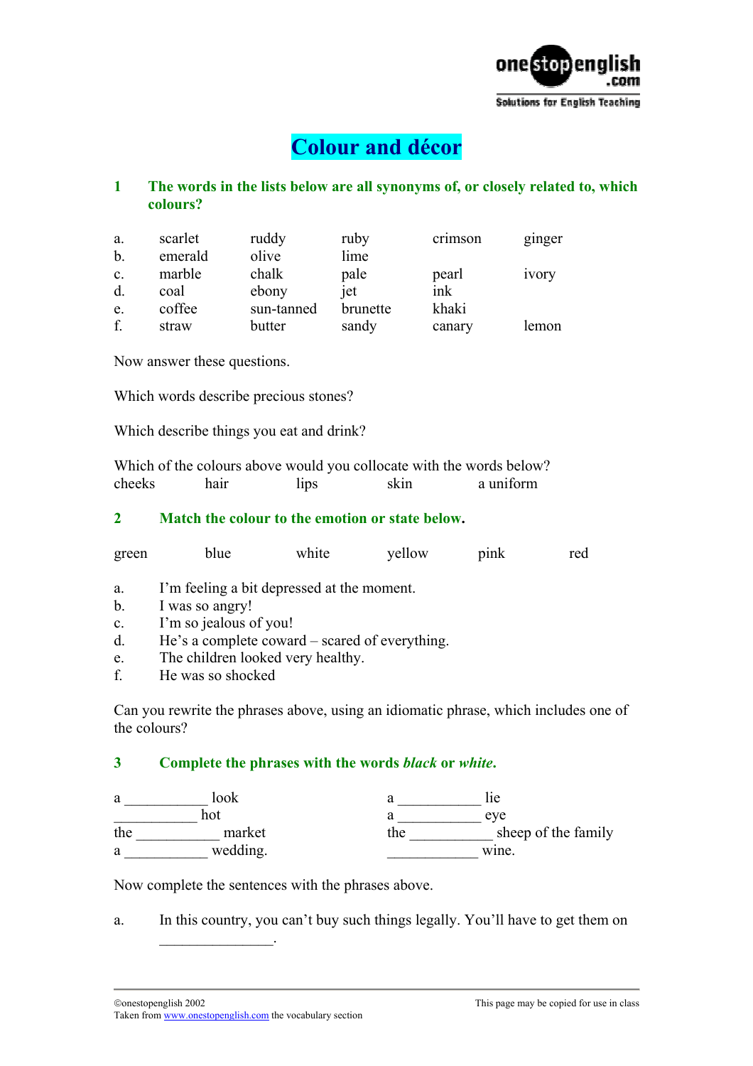# Colour and décor

## 1 The words in the lists below are all synonyms of, or closely related to, which colours?

| | | | | | |
|---|---|---|---|---|---|
| a. | scarlet | ruddy | ruby | crimson | ginger |
| b. | emerald | olive | lime | | |
| c. | marble | chalk | pale | pearl | ivory |
| d. | coal | ebony | jet | ink | |
| e. | coffee | sun-tanned | brunette | khaki | |
| f. | straw | butter | sandy | canary | lemon |

Now answer these questions.

Which words describe precious stones?

Which describe things you eat and drink?

Which of the colours above would you collocate with the words below?
cheeks     hair     lips     skin     a uniform

## 2 Match the colour to the emotion or state below.

green     blue     white     yellow     pink     red

a. I'm feeling a bit depressed at the moment.
b. I was so angry!
c. I'm so jealous of you!
d. He's a complete coward – scared of everything.
e. The children looked very healthy.
f. He was so shocked

Can you rewrite the phrases above, using an idiomatic phrase, which includes one of the colours?

## 3 Complete the phrases with the words *black* or *white*.

| | |
|---|---|
| a ___________ look | a ___________ lie |
| ___________ hot | a ___________ eye |
| the ___________ market | the ___________ sheep of the family |
| a ___________ wedding. | ____________ wine. |

Now complete the sentences with the phrases above.

a. In this country, you can't buy such things legally. You'll have to get them on _______________.

©onestopenglish 2002
Taken from www.onestopenglish.com the vocabulary section
This page may be copied for use in class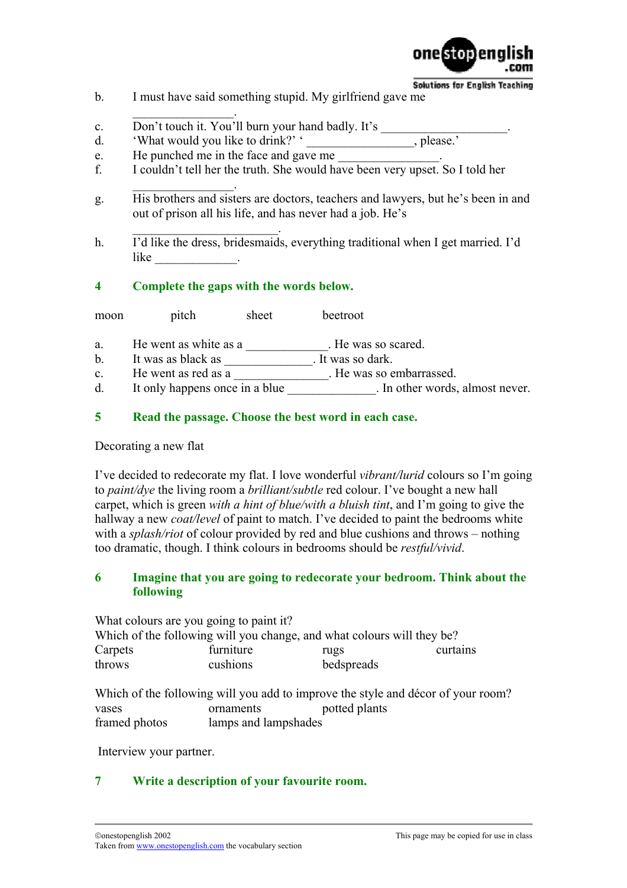b. I must have said something stupid. My girlfriend gave me ________________.

c. Don't touch it. You'll burn your hand badly. It's ____________________.

d. 'What would you like to drink?' ' _________________, please.'

e. He punched me in the face and gave me ________________.

f. I couldn't tell her the truth. She would have been very upset. So I told her ________________.

g. His brothers and sisters are doctors, teachers and lawyers, but he's been in and out of prison all his life, and has never had a job. He's ________________________.

h. I'd like the dress, bridesmaids, everything traditional when I get married. I'd like _____________.

## 4 Complete the gaps with the words below.

moon pitch sheet beetroot

a. He went as white as a _____________. He was so scared.

b. It was as black as ______________. It was so dark.

c. He went as red as a _______________. He was so embarrassed.

d. It only happens once in a blue ______________. In other words, almost never.

## 5 Read the passage. Choose the best word in each case.

Decorating a new flat

I've decided to redecorate my flat. I love wonderful *vibrant/lurid* colours so I'm going to *paint/dye* the living room a *brilliant/subtle* red colour. I've bought a new hall carpet, which is green *with a hint of blue/with a bluish tint*, and I'm going to give the hallway a new *coat/level* of paint to match. I've decided to paint the bedrooms white with a *splash/riot* of colour provided by red and blue cushions and throws – nothing too dramatic, though. I think colours in bedrooms should be *restful/vivid*.

## 6 Imagine that you are going to redecorate your bedroom. Think about the following

What colours are you going to paint it?
Which of the following will you change, and what colours will they be?

Carpets furniture rugs curtains
throws cushions bedspreads

Which of the following will you add to improve the style and décor of your room?

vases ornaments potted plants
framed photos lamps and lampshades

Interview your partner.

## 7 Write a description of your favourite room.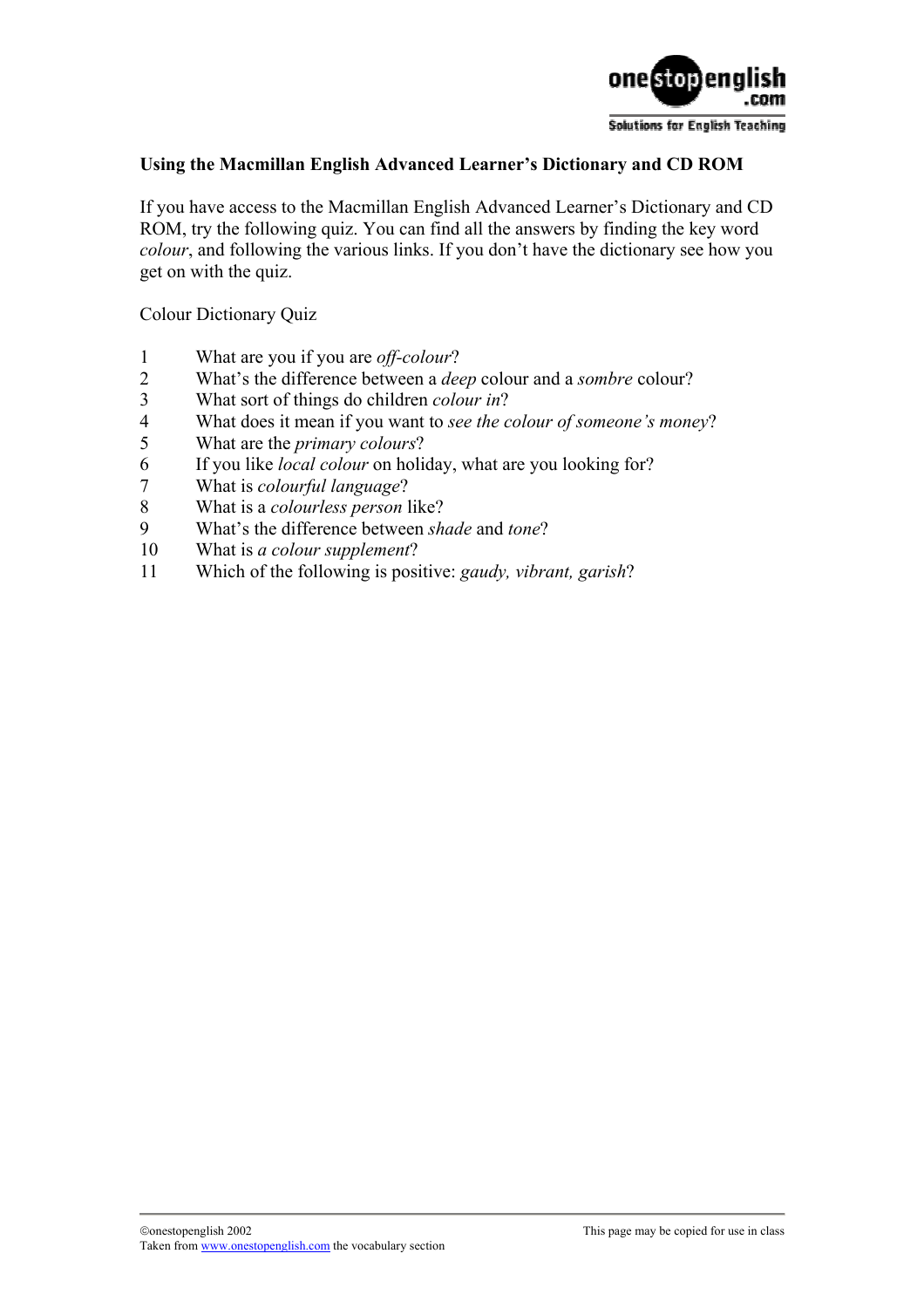## Using the Macmillan English Advanced Learner's Dictionary and CD ROM

If you have access to the Macmillan English Advanced Learner's Dictionary and CD ROM, try the following quiz. You can find all the answers by finding the key word *colour*, and following the various links. If you don't have the dictionary see how you get on with the quiz.

Colour Dictionary Quiz

1. What are you if you are *off-colour*?
2. What's the difference between a *deep* colour and a *sombre* colour?
3. What sort of things do children *colour in*?
4. What does it mean if you want to *see the colour of someone's money*?
5. What are the *primary colours*?
6. If you like *local colour* on holiday, what are you looking for?
7. What is *colourful language*?
8. What is a *colourless person* like?
9. What's the difference between *shade* and *tone*?
10. What is *a colour supplement*?
11. Which of the following is positive: *gaudy, vibrant, garish*?

©onestopenglish 2002
Taken from www.onestopenglish.com the vocabulary section

This page may be copied for use in class